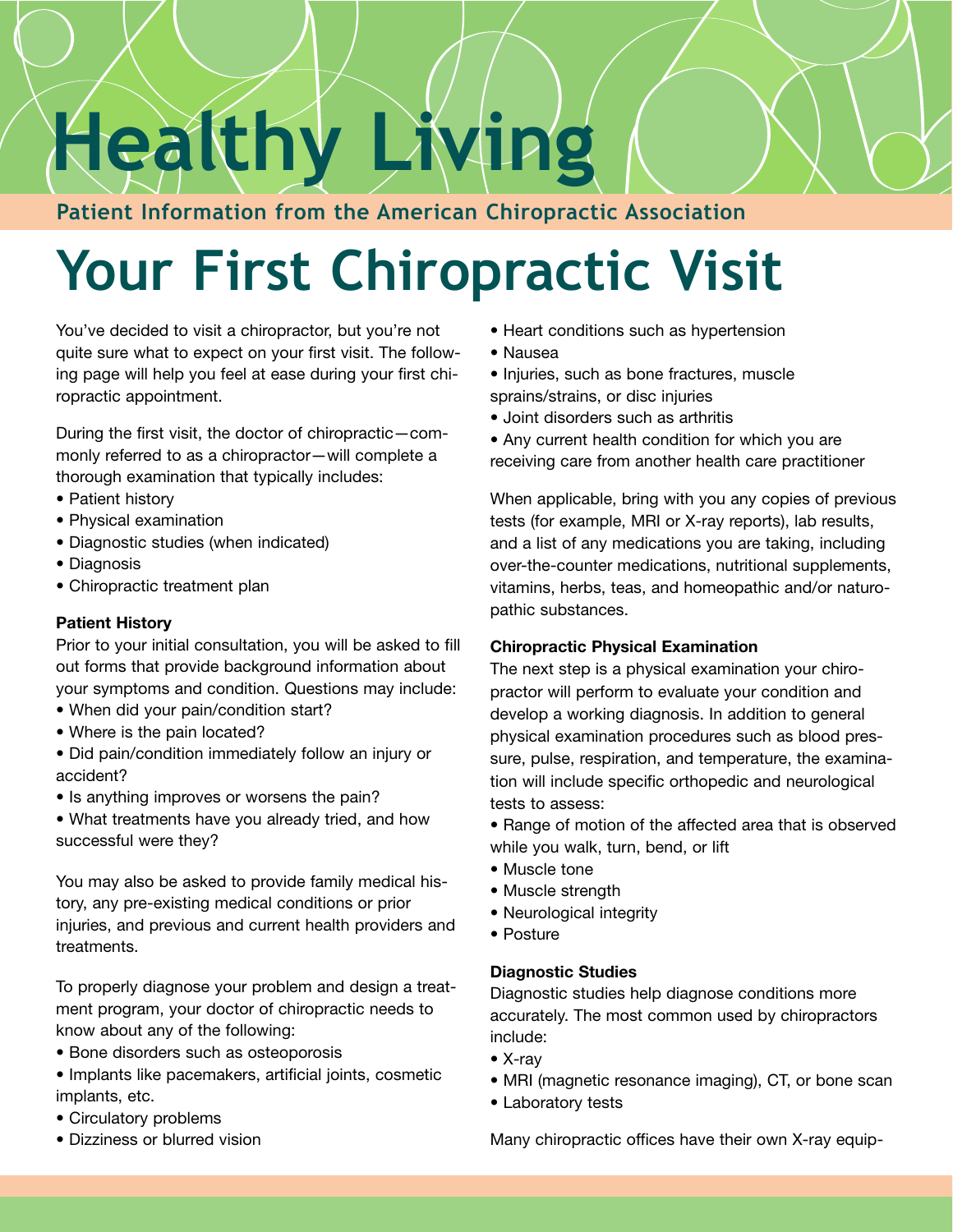# Healthy Living

**Patient Information from the American Chiropractic Association**

# Your First Chiropractic Visit

You've decided to visit a chiropractor, but you're not quite sure what to expect on your first visit. The following page will help you feel at ease during your first chiropractic appointment.

During the first visit, the doctor of chiropractic—commonly referred to as a chiropractor—will complete a thorough examination that typically includes:

- Patient history
- Physical examination
- Diagnostic studies (when indicated)
- Diagnosis
- Chiropractic treatment plan

### Patient History

Prior to your initial consultation, you will be asked to fill out forms that provide background information about your symptoms and condition. Questions may include:

- When did your pain/condition start?
- Where is the pain located?
- Did pain/condition immediately follow an injury or accident?
- Is anything improves or worsens the pain?
- What treatments have you already tried, and how successful were they?

You may also be asked to provide family medical history, any pre-existing medical conditions or prior injuries, and previous and current health providers and treatments.

To properly diagnose your problem and design a treatment program, your doctor of chiropractic needs to know about any of the following:

- Bone disorders such as osteoporosis
- Implants like pacemakers, artificial joints, cosmetic implants, etc.
- Circulatory problems
- Dizziness or blurred vision
- Heart conditions such as hypertension
- Nausea
- Injuries, such as bone fractures, muscle sprains/strains, or disc injuries
- Joint disorders such as arthritis
- Any current health condition for which you are receiving care from another health care practitioner

When applicable, bring with you any copies of previous tests (for example, MRI or X-ray reports), lab results, and a list of any medications you are taking, including over-the-counter medications, nutritional supplements, vitamins, herbs, teas, and homeopathic and/or naturopathic substances.

### Chiropractic Physical Examination

The next step is a physical examination your chiropractor will perform to evaluate your condition and develop a working diagnosis. In addition to general physical examination procedures such as blood pressure, pulse, respiration, and temperature, the examination will include specific orthopedic and neurological tests to assess:

- Range of motion of the affected area that is observed while you walk, turn, bend, or lift
- Muscle tone
- Muscle strength
- Neurological integrity
- Posture

### Diagnostic Studies

Diagnostic studies help diagnose conditions more accurately. The most common used by chiropractors include:

- X-ray
- MRI (magnetic resonance imaging), CT, or bone scan
- Laboratory tests

Many chiropractic offices have their own X-ray equip-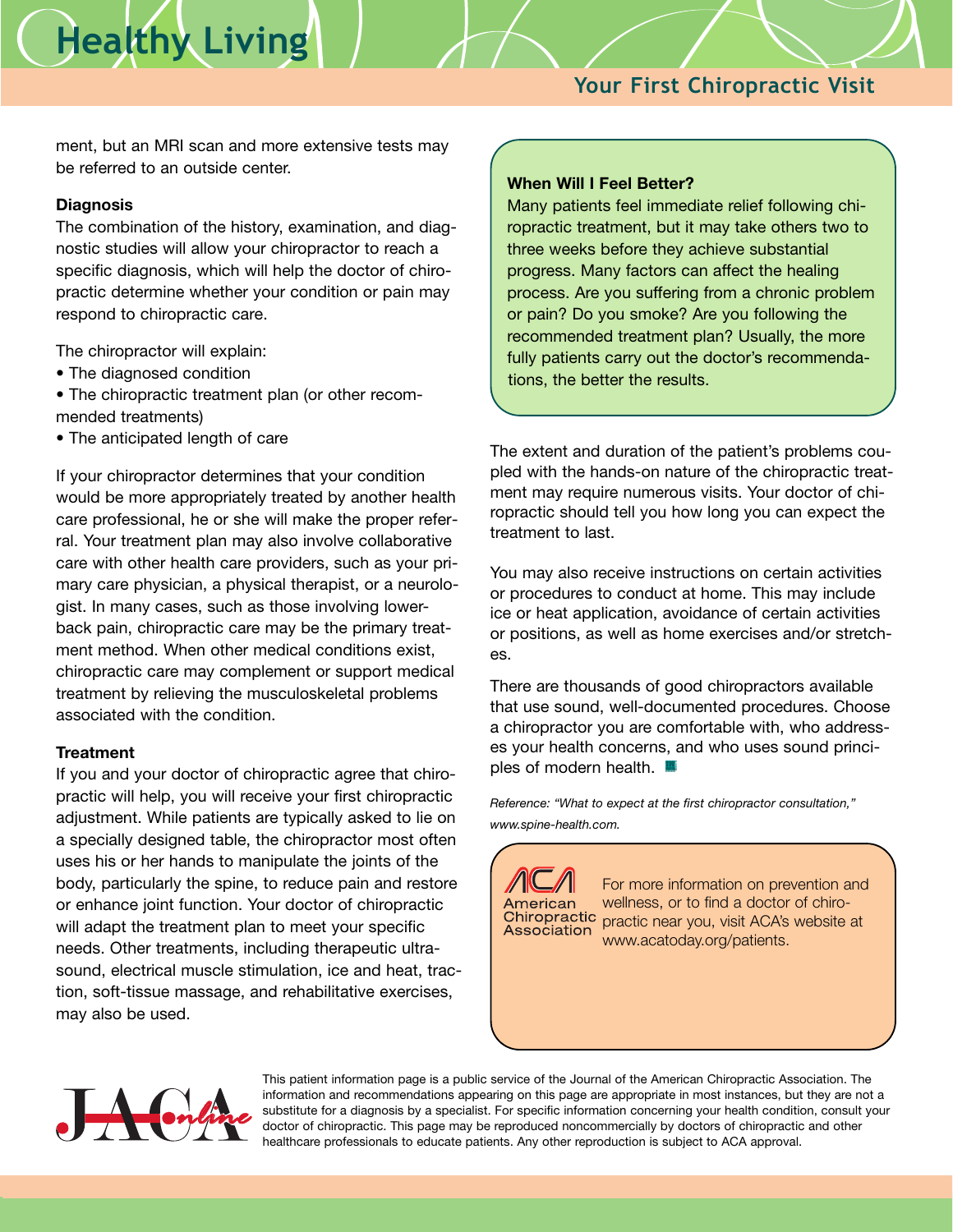ment, but an MRI scan and more extensive tests may be referred to an outside center.

### Diagnosis

The combination of the history, examination, and diagnostic studies will allow your chiropractor to reach a specific diagnosis, which will help the doctor of chiropractic determine whether your condition or pain may respond to chiropractic care.

The chiropractor will explain:

- The diagnosed condition
- The chiropractic treatment plan (or other recommended treatments)
- The anticipated length of care

If your chiropractor determines that your condition would be more appropriately treated by another health care professional, he or she will make the proper referral. Your treatment plan may also involve collaborative care with other health care providers, such as your primary care physician, a physical therapist, or a neurologist. In many cases, such as those involving lower-back pain, chiropractic care may be the primary treatment method. When other medical conditions exist, chiropractic care may complement or support medical treatment by relieving the musculoskeletal problems associated with the condition.

### Treatment

If you and your doctor of chiropractic agree that chiropractic will help, you will receive your first chiropractic adjustment. While patients are typically asked to lie on a specially designed table, the chiropractor most often uses his or her hands to manipulate the joints of the body, particularly the spine, to reduce pain and restore or enhance joint function. Your doctor of chiropractic will adapt the treatment plan to meet your specific needs. Other treatments, including therapeutic ultrasound, electrical muscle stimulation, ice and heat, traction, soft-tissue massage, and rehabilitative exercises, may also be used.

**When Will I Feel Better?**

Many patients feel immediate relief following chiropractic treatment, but it may take others two to three weeks before they achieve substantial progress. Many factors can affect the healing process. Are you suffering from a chronic problem or pain? Do you smoke? Are you following the recommended treatment plan? Usually, the more fully patients carry out the doctor's recommendations, the better the results.

The extent and duration of the patient's problems coupled with the hands-on nature of the chiropractic treatment may require numerous visits. Your doctor of chiropractic should tell you how long you can expect the treatment to last.

You may also receive instructions on certain activities or procedures to conduct at home. This may include ice or heat application, avoidance of certain activities or positions, as well as home exercises and/or stretches.

There are thousands of good chiropractors available that use sound, well-documented procedures. Choose a chiropractor you are comfortable with, who addresses your health concerns, and who uses sound principles of modern health.

*Reference: "What to expect at the first chiropractor consultation," www.spine-health.com.*

American Chiropractic Association

For more information on prevention and wellness, or to find a doctor of chiropractic near you, visit ACA's website at www.acatoday.org/patients.

This patient information page is a public service of the Journal of the American Chiropractic Association. The information and recommendations appearing on this page are appropriate in most instances, but they are not a substitute for a diagnosis by a specialist. For specific information concerning your health condition, consult your doctor of chiropractic. This page may be reproduced noncommercially by doctors of chiropractic and other healthcare professionals to educate patients. Any other reproduction is subject to ACA approval.